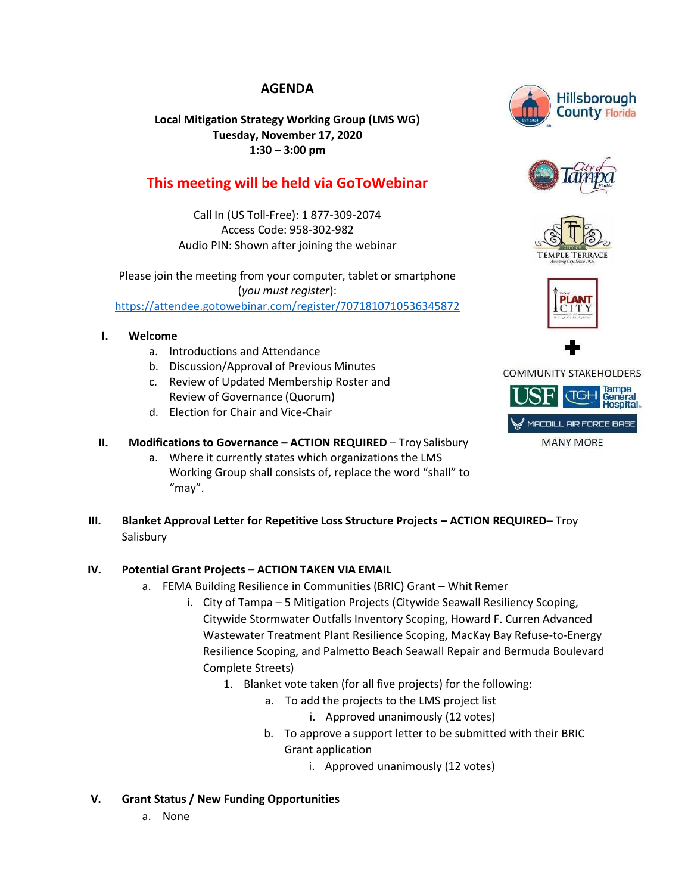# AGENDA

**Local Mitigation Strategy Working Group (LMS WG)**
**Tuesday, November 17, 2020**
**1:30 – 3:00 pm**

## This meeting will be held via GoToWebinar

Call In (US Toll-Free): 1 877-309-2074
Access Code: 958-302-982
Audio PIN: Shown after joining the webinar

Please join the meeting from your computer, tablet or smartphone (*you must register*):
https://attendee.gotowebinar.com/register/7071810710536345872

Hillsborough County Florida

City of Tampa Florida

Temple Terrace

Plant City

+

COMMUNITY STAKEHOLDERS

USF

TGH Tampa General Hospital

MACDILL AIR FORCE BASE

MANY MORE

**I. Welcome**

a. Introductions and Attendance
b. Discussion/Approval of Previous Minutes
c. Review of Updated Membership Roster and Review of Governance (Quorum)
d. Election for Chair and Vice-Chair

**II. Modifications to Governance – ACTION REQUIRED** – Troy Salisbury

a. Where it currently states which organizations the LMS Working Group shall consists of, replace the word "shall" to "may".

**III. Blanket Approval Letter for Repetitive Loss Structure Projects – ACTION REQUIRED**– Troy Salisbury

**IV. Potential Grant Projects – ACTION TAKEN VIA EMAIL**

a. FEMA Building Resilience in Communities (BRIC) Grant – Whit Remer
   i. City of Tampa – 5 Mitigation Projects (Citywide Seawall Resiliency Scoping, Citywide Stormwater Outfalls Inventory Scoping, Howard F. Curren Advanced Wastewater Treatment Plant Resilience Scoping, MacKay Bay Refuse-to-Energy Resilience Scoping, and Palmetto Beach Seawall Repair and Bermuda Boulevard Complete Streets)
      1. Blanket vote taken (for all five projects) for the following:
         a. To add the projects to the LMS project list
            i. Approved unanimously (12 votes)
         b. To approve a support letter to be submitted with their BRIC Grant application
            i. Approved unanimously (12 votes)

**V. Grant Status / New Funding Opportunities**

a. None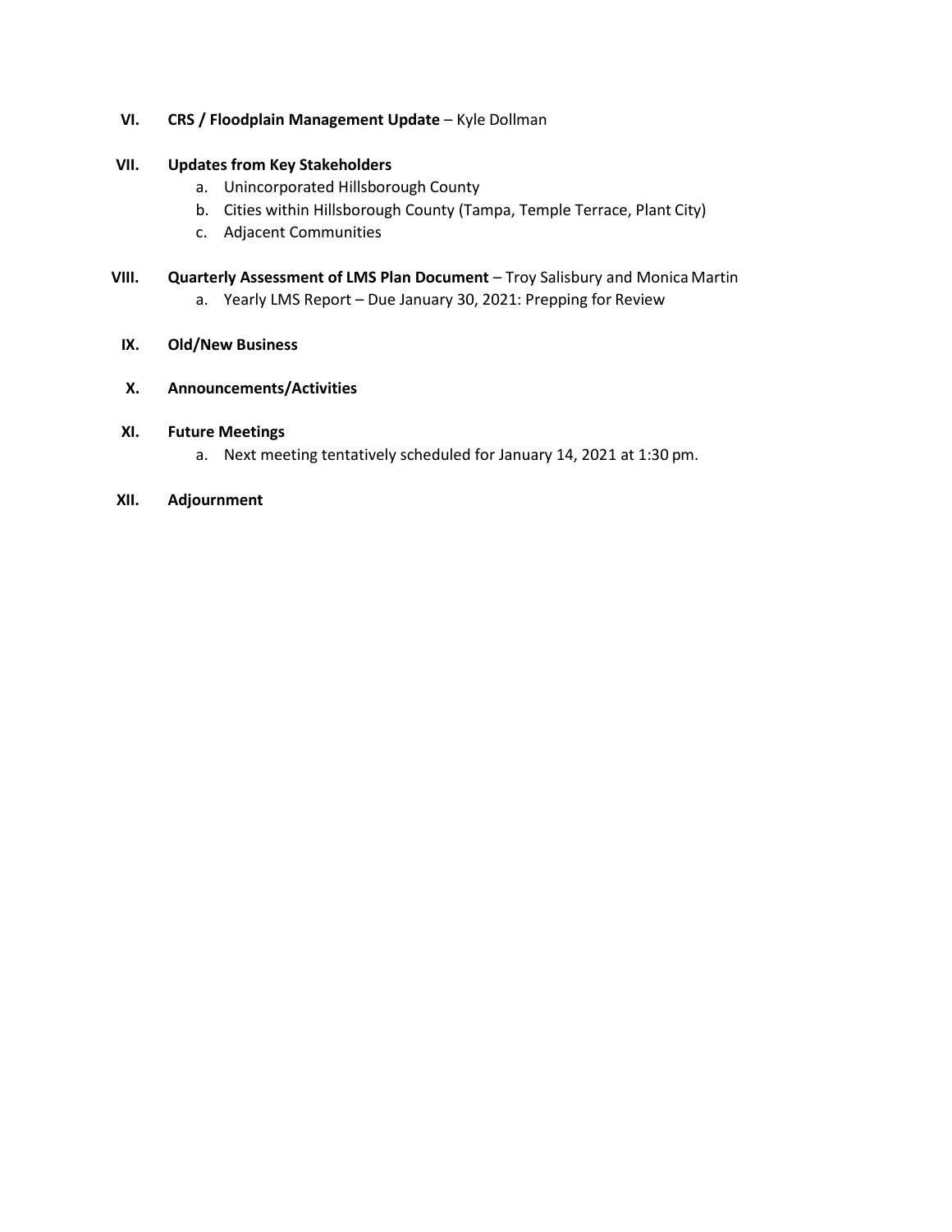VI. **CRS / Floodplain Management Update** – Kyle Dollman

VII. **Updates from Key Stakeholders**

   a. Unincorporated Hillsborough County
   b. Cities within Hillsborough County (Tampa, Temple Terrace, Plant City)
   c. Adjacent Communities

VIII. **Quarterly Assessment of LMS Plan Document** – Troy Salisbury and Monica Martin

   a. Yearly LMS Report – Due January 30, 2021: Prepping for Review

IX. **Old/New Business**

X. **Announcements/Activities**

XI. **Future Meetings**

   a. Next meeting tentatively scheduled for January 14, 2021 at 1:30 pm.

XII. **Adjournment**